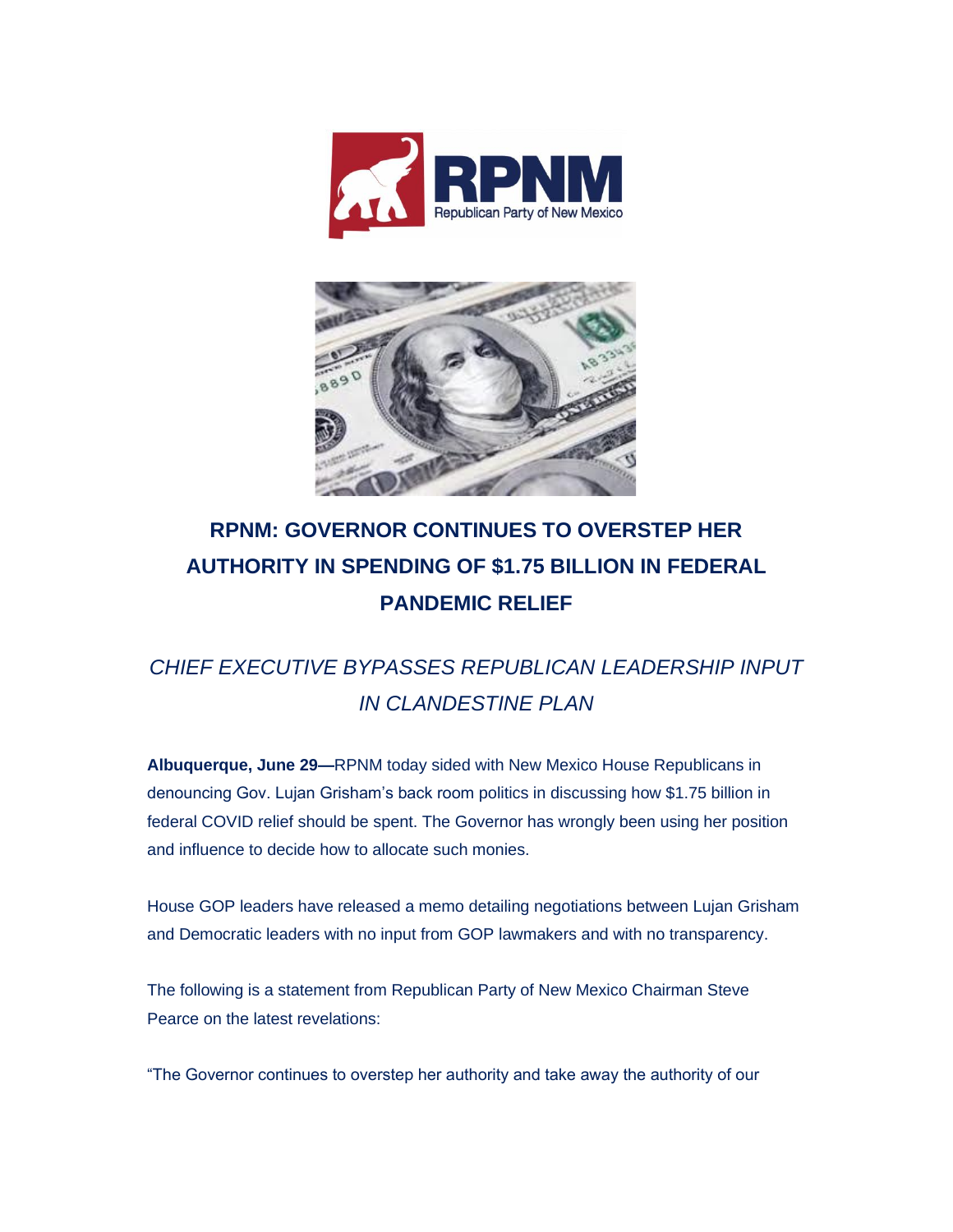# RPNM: GOVERNOR CONTINUES TO OVERSTEP HER AUTHORITY IN SPENDING OF $1.75 BILLION IN FEDERAL PANDEMIC RELIEF

## *CHIEF EXECUTIVE BYPASSES REPUBLICAN LEADERSHIP INPUT IN CLANDESTINE PLAN*

**Albuquerque, June 29—**RPNM today sided with New Mexico House Republicans in denouncing Gov. Lujan Grisham's back room politics in discussing how $1.75 billion in federal COVID relief should be spent. The Governor has wrongly been using her position and influence to decide how to allocate such monies.

House GOP leaders have released a memo detailing negotiations between Lujan Grisham and Democratic leaders with no input from GOP lawmakers and with no transparency.

The following is a statement from Republican Party of New Mexico Chairman Steve Pearce on the latest revelations:

"The Governor continues to overstep her authority and take away the authority of our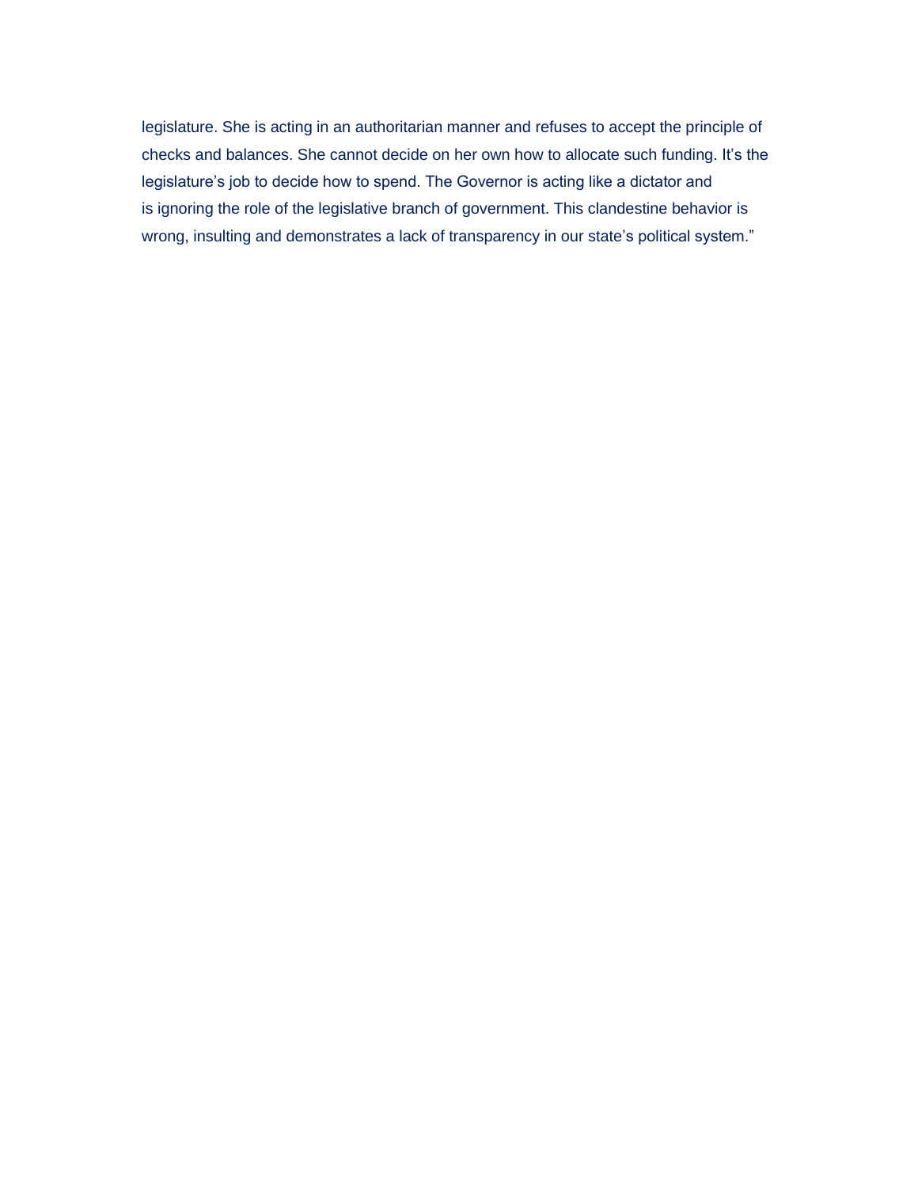legislature. She is acting in an authoritarian manner and refuses to accept the principle of checks and balances. She cannot decide on her own how to allocate such funding. It's the legislature's job to decide how to spend. The Governor is acting like a dictator and is ignoring the role of the legislative branch of government. This clandestine behavior is wrong, insulting and demonstrates a lack of transparency in our state's political system."